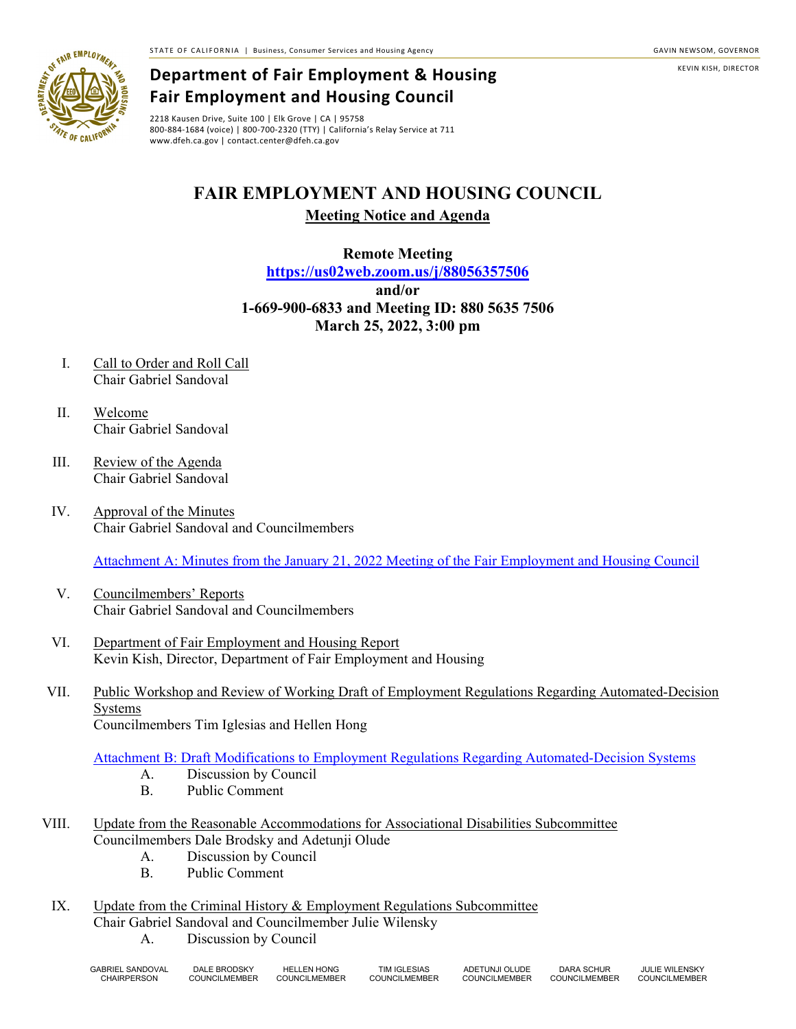STATE OF CALIFORNIA | Business, Consumer Services and Housing Agency

GAVIN NEWSOM, GOVERNOR

KEVIN KISH, DIRECTOR

**Department of Fair Employment & Housing**
**Fair Employment and Housing Council**

2218 Kausen Drive, Suite 100 | Elk Grove | CA | 95758
800-884-1684 (voice) | 800-700-2320 (TTY) | California's Relay Service at 711
www.dfeh.ca.gov | contact.center@dfeh.ca.gov

# FAIR EMPLOYMENT AND HOUSING COUNCIL

## Meeting Notice and Agenda

**Remote Meeting**
**https://us02web.zoom.us/j/88056357506**
**and/or**
**1-669-900-6833 and Meeting ID: 880 5635 7506**
**March 25, 2022, 3:00 pm**

I. Call to Order and Roll Call
Chair Gabriel Sandoval

II. Welcome
Chair Gabriel Sandoval

III. Review of the Agenda
Chair Gabriel Sandoval

IV. Approval of the Minutes
Chair Gabriel Sandoval and Councilmembers

Attachment A: Minutes from the January 21, 2022 Meeting of the Fair Employment and Housing Council

V. Councilmembers' Reports
Chair Gabriel Sandoval and Councilmembers

VI. Department of Fair Employment and Housing Report
Kevin Kish, Director, Department of Fair Employment and Housing

VII. Public Workshop and Review of Working Draft of Employment Regulations Regarding Automated-Decision Systems
Councilmembers Tim Iglesias and Hellen Hong

Attachment B: Draft Modifications to Employment Regulations Regarding Automated-Decision Systems

A. Discussion by Council
B. Public Comment

VIII. Update from the Reasonable Accommodations for Associational Disabilities Subcommittee
Councilmembers Dale Brodsky and Adetunji Olude

A. Discussion by Council
B. Public Comment

IX. Update from the Criminal History & Employment Regulations Subcommittee
Chair Gabriel Sandoval and Councilmember Julie Wilensky

A. Discussion by Council

GABRIEL SANDOVAL CHAIRPERSON | DALE BRODSKY COUNCILMEMBER | HELLEN HONG COUNCILMEMBER | TIM IGLESIAS COUNCILMEMBER | ADETUNJI OLUDE COUNCILMEMBER | DARA SCHUR COUNCILMEMBER | JULIE WILENSKY COUNCILMEMBER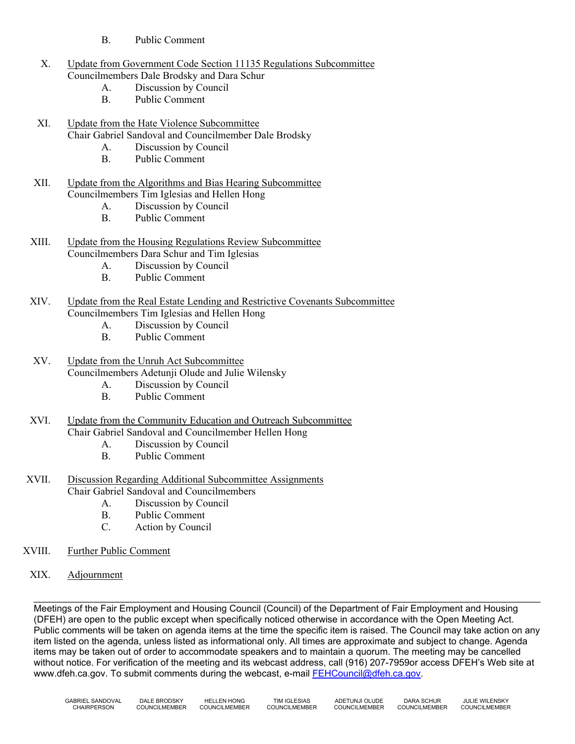B. Public Comment

X. Update from Government Code Section 11135 Regulations Subcommittee
Councilmembers Dale Brodsky and Dara Schur
   A. Discussion by Council
   B. Public Comment

XI. Update from the Hate Violence Subcommittee
Chair Gabriel Sandoval and Councilmember Dale Brodsky
   A. Discussion by Council
   B. Public Comment

XII. Update from the Algorithms and Bias Hearing Subcommittee
Councilmembers Tim Iglesias and Hellen Hong
   A. Discussion by Council
   B. Public Comment

XIII. Update from the Housing Regulations Review Subcommittee
Councilmembers Dara Schur and Tim Iglesias
   A. Discussion by Council
   B. Public Comment

XIV. Update from the Real Estate Lending and Restrictive Covenants Subcommittee
Councilmembers Tim Iglesias and Hellen Hong
   A. Discussion by Council
   B. Public Comment

XV. Update from the Unruh Act Subcommittee
Councilmembers Adetunji Olude and Julie Wilensky
   A. Discussion by Council
   B. Public Comment

XVI. Update from the Community Education and Outreach Subcommittee
Chair Gabriel Sandoval and Councilmember Hellen Hong
   A. Discussion by Council
   B. Public Comment

XVII. Discussion Regarding Additional Subcommittee Assignments
Chair Gabriel Sandoval and Councilmembers
   A. Discussion by Council
   B. Public Comment
   C. Action by Council

XVIII. Further Public Comment

XIX. Adjournment

---

Meetings of the Fair Employment and Housing Council (Council) of the Department of Fair Employment and Housing (DFEH) are open to the public except when specifically noticed otherwise in accordance with the Open Meeting Act. Public comments will be taken on agenda items at the time the specific item is raised. The Council may take action on any item listed on the agenda, unless listed as informational only. All times are approximate and subject to change. Agenda items may be taken out of order to accommodate speakers and to maintain a quorum. The meeting may be cancelled without notice. For verification of the meeting and its webcast address, call (916) 207-7959or access DFEH's Web site at www.dfeh.ca.gov. To submit comments during the webcast, e-mail FEHCouncil@dfeh.ca.gov.

GABRIEL SANDOVAL CHAIRPERSON | DALE BRODSKY COUNCILMEMBER | HELLEN HONG COUNCILMEMBER | TIM IGLESIAS COUNCILMEMBER | ADETUNJI OLUDE COUNCILMEMBER | DARA SCHUR COUNCILMEMBER | JULIE WILENSKY COUNCILMEMBER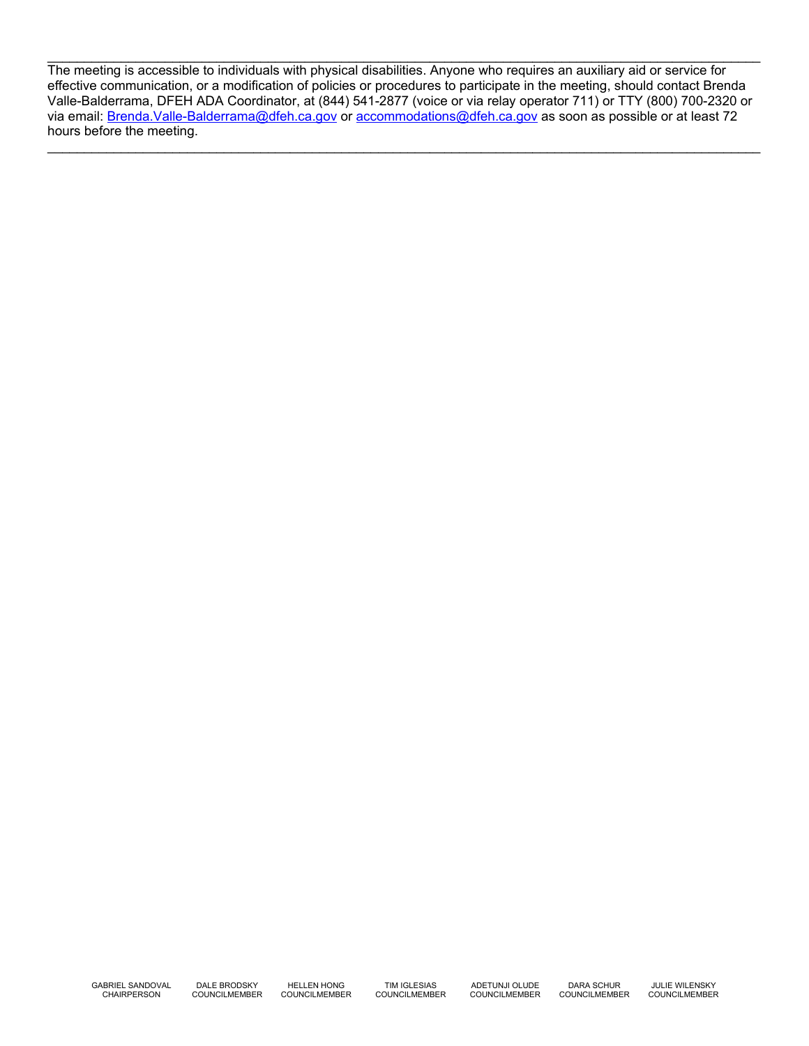---

The meeting is accessible to individuals with physical disabilities. Anyone who requires an auxiliary aid or service for effective communication, or a modification of policies or procedures to participate in the meeting, should contact Brenda Valle-Balderrama, DFEH ADA Coordinator, at (844) 541-2877 (voice or via relay operator 711) or TTY (800) 700-2320 or via email: Brenda.Valle-Balderrama@dfeh.ca.gov or accommodations@dfeh.ca.gov as soon as possible or at least 72 hours before the meeting.

---